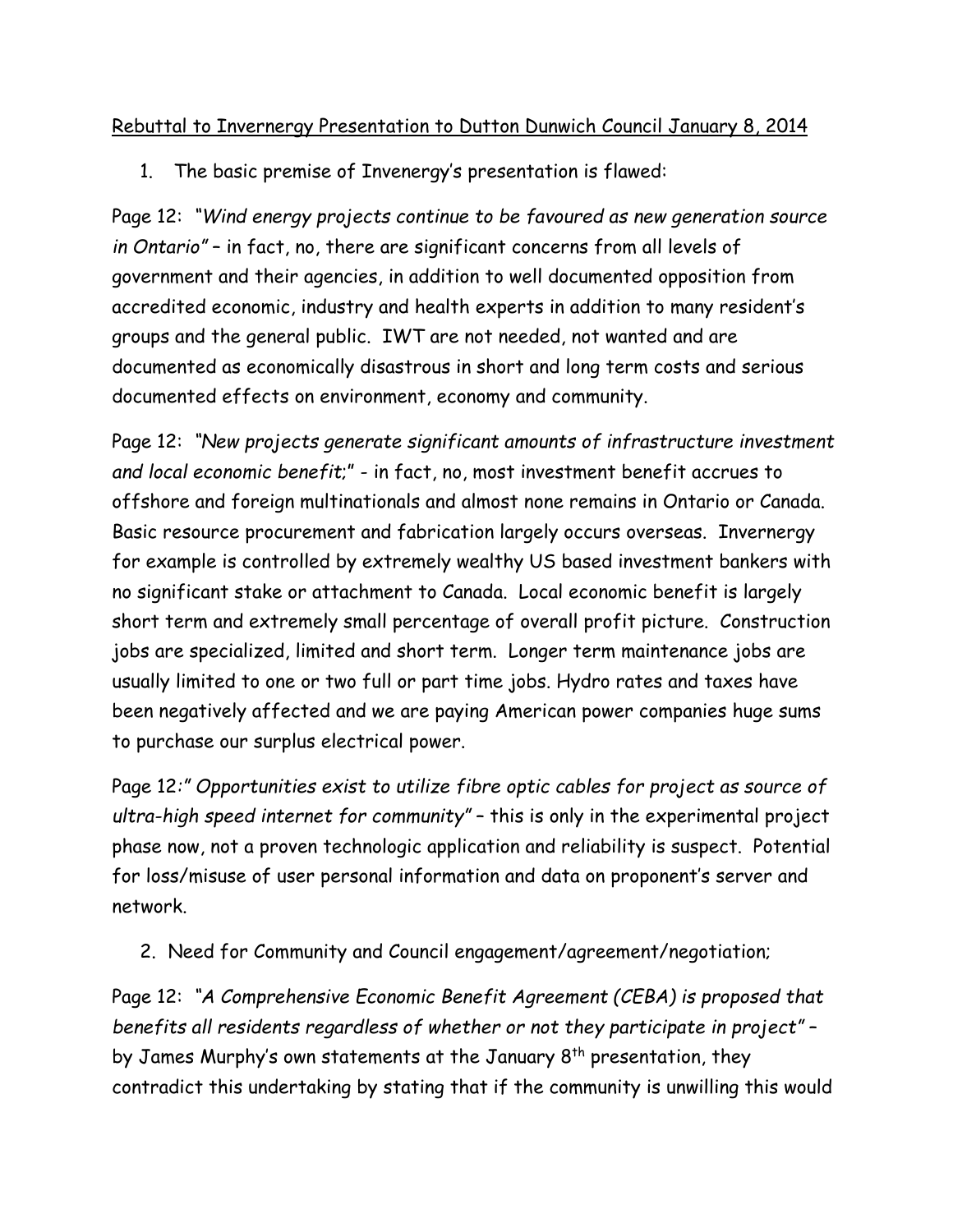Rebuttal to Invernergy Presentation to Dutton Dunwich Council January 8, 2014

1. The basic premise of Invenergy's presentation is flawed:

Page 12: "*Wind energy projects continue to be favoured as new generation source in Ontario*" – in fact, no, there are significant concerns from all levels of government and their agencies, in addition to well documented opposition from accredited economic, industry and health experts in addition to many resident's groups and the general public. IWT are not needed, not wanted and are documented as economically disastrous in short and long term costs and serious documented effects on environment, economy and community.

Page 12: "*New projects generate significant amounts of infrastructure investment and local economic benefit;*" - in fact, no, most investment benefit accrues to offshore and foreign multinationals and almost none remains in Ontario or Canada. Basic resource procurement and fabrication largely occurs overseas. Invernergy for example is controlled by extremely wealthy US based investment bankers with no significant stake or attachment to Canada. Local economic benefit is largely short term and extremely small percentage of overall profit picture. Construction jobs are specialized, limited and short term. Longer term maintenance jobs are usually limited to one or two full or part time jobs. Hydro rates and taxes have been negatively affected and we are paying American power companies huge sums to purchase our surplus electrical power.

Page 12:" *Opportunities exist to utilize fibre optic cables for project as source of ultra-high speed internet for community*" – this is only in the experimental project phase now, not a proven technologic application and reliability is suspect. Potential for loss/misuse of user personal information and data on proponent's server and network.

2. Need for Community and Council engagement/agreement/negotiation;

Page 12: "*A Comprehensive Economic Benefit Agreement (CEBA) is proposed that benefits all residents regardless of whether or not they participate in project*" – by James Murphy's own statements at the January 8th presentation, they contradict this undertaking by stating that if the community is unwilling this would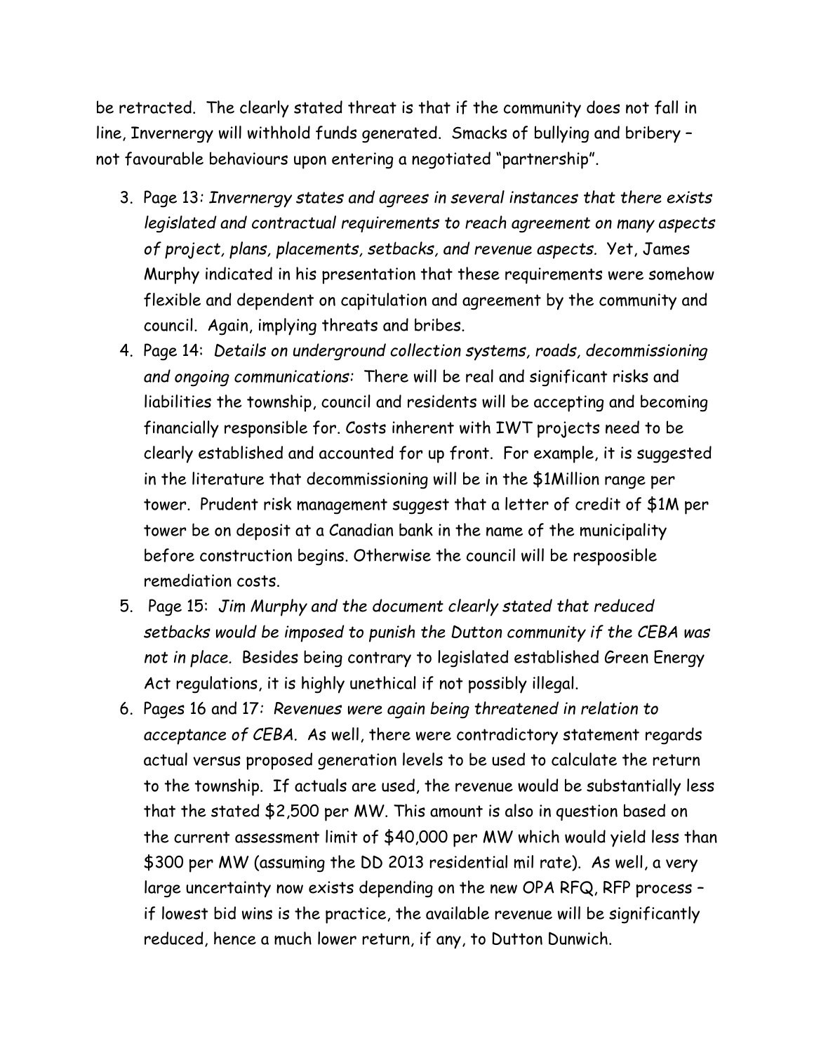be retracted. The clearly stated threat is that if the community does not fall in line, Invernergy will withhold funds generated. Smacks of bullying and bribery – not favourable behaviours upon entering a negotiated "partnership".

3. Page 13: *Invernergy states and agrees in several instances that there exists legislated and contractual requirements to reach agreement on many aspects of project, plans, placements, setbacks, and revenue aspects.* Yet, James Murphy indicated in his presentation that these requirements were somehow flexible and dependent on capitulation and agreement by the community and council. Again, implying threats and bribes.
4. Page 14: *Details on underground collection systems, roads, decommissioning and ongoing communications:* There will be real and significant risks and liabilities the township, council and residents will be accepting and becoming financially responsible for. Costs inherent with IWT projects need to be clearly established and accounted for up front. For example, it is suggested in the literature that decommissioning will be in the $1Million range per tower. Prudent risk management suggest that a letter of credit of $1M per tower be on deposit at a Canadian bank in the name of the municipality before construction begins. Otherwise the council will be respoosible remediation costs.
5. Page 15: *Jim Murphy and the document clearly stated that reduced setbacks would be imposed to punish the Dutton community if the CEBA was not in place.* Besides being contrary to legislated established Green Energy Act regulations, it is highly unethical if not possibly illegal.
6. Pages 16 and 17: *Revenues were again being threatened in relation to acceptance of CEBA.* As well, there were contradictory statement regards actual versus proposed generation levels to be used to calculate the return to the township. If actuals are used, the revenue would be substantially less that the stated $2,500 per MW. This amount is also in question based on the current assessment limit of $40,000 per MW which would yield less than $300 per MW (assuming the DD 2013 residential mil rate). As well, a very large uncertainty now exists depending on the new OPA RFQ, RFP process – if lowest bid wins is the practice, the available revenue will be significantly reduced, hence a much lower return, if any, to Dutton Dunwich.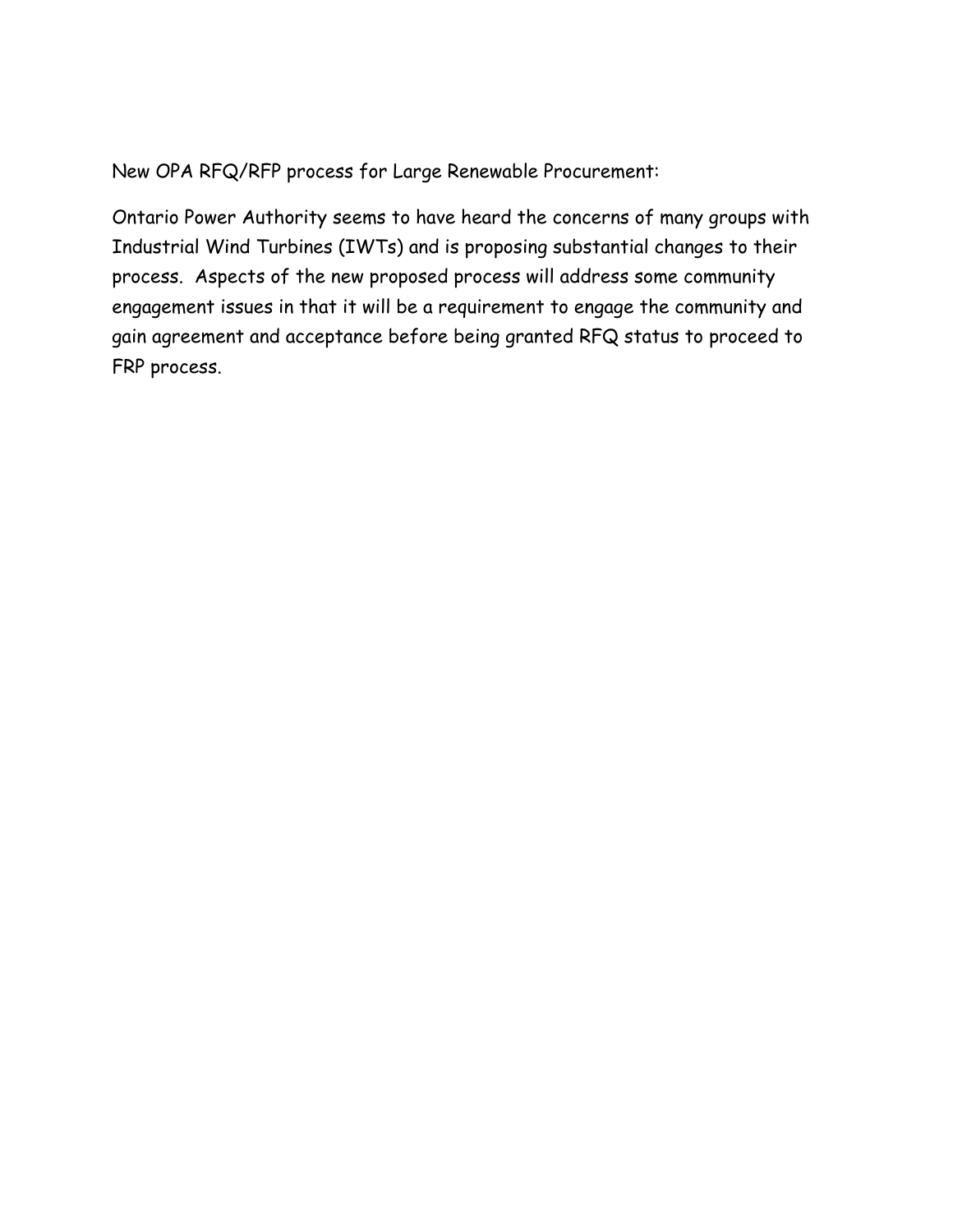New OPA RFQ/RFP process for Large Renewable Procurement:

Ontario Power Authority seems to have heard the concerns of many groups with Industrial Wind Turbines (IWTs) and is proposing substantial changes to their process. Aspects of the new proposed process will address some community engagement issues in that it will be a requirement to engage the community and gain agreement and acceptance before being granted RFQ status to proceed to FRP process.